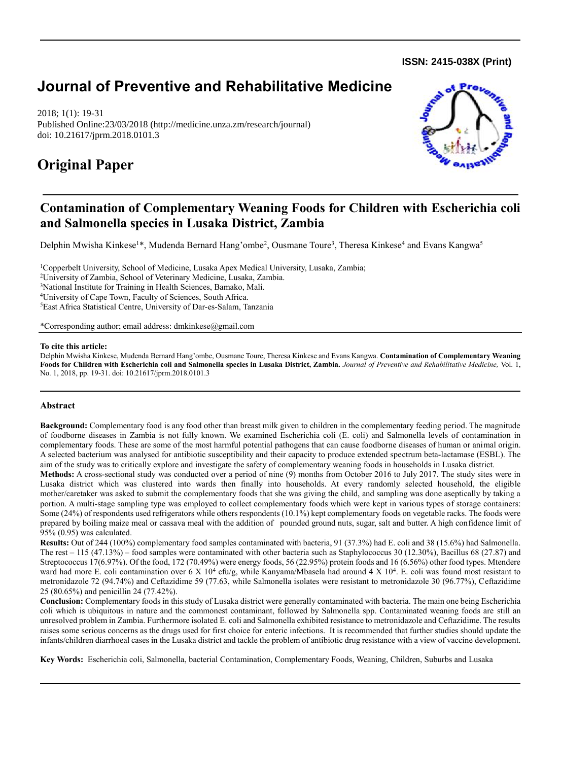**ISSN: 2415-038X (Print)**

# Journal of Preventive and Rehabilitative Medicine

2018; 1(1): 19-31
Published Online:23/03/2018 (http://medicine.unza.zm/research/journal)
doi: 10.21617/jprm.2018.0101.3

# Original Paper

## Contamination of Complementary Weaning Foods for Children with Escherichia coli and Salmonella species in Lusaka District, Zambia

Delphin Mwisha Kinkese[1]*, Mudenda Bernard Hang'ombe[2], Ousmane Toure[3], Theresa Kinkese[4] and Evans Kangwa[5]

[1]Copperbelt University, School of Medicine, Lusaka Apex Medical University, Lusaka, Zambia;
[2]University of Zambia, School of Veterinary Medicine, Lusaka, Zambia.
[3]National Institute for Training in Health Sciences, Bamako, Mali.
[4]University of Cape Town, Faculty of Sciences, South Africa.
[5]East Africa Statistical Centre, University of Dar-es-Salam, Tanzania

*Corresponding author; email address: dmkinkese@gmail.com

**To cite this article:**
Delphin Mwisha Kinkese, Mudenda Bernard Hang'ombe, Ousmane Toure, Theresa Kinkese and Evans Kangwa. **Contamination of Complementary Weaning Foods for Children with Escherichia coli and Salmonella species in Lusaka District, Zambia.** *Journal of Preventive and Rehabilitative Medicine,* Vol. 1, No. 1, 2018, pp. 19-31. doi: 10.21617/jprm.2018.0101.3

### Abstract

**Background:** Complementary food is any food other than breast milk given to children in the complementary feeding period. The magnitude of foodborne diseases in Zambia is not fully known. We examined Escherichia coli (E. coli) and Salmonella levels of contamination in complementary foods. These are some of the most harmful potential pathogens that can cause foodborne diseases of human or animal origin. A selected bacterium was analysed for antibiotic susceptibility and their capacity to produce extended spectrum beta-lactamase (ESBL). The aim of the study was to critically explore and investigate the safety of complementary weaning foods in households in Lusaka district.

**Methods:** A cross-sectional study was conducted over a period of nine (9) months from October 2016 to July 2017. The study sites were in Lusaka district which was clustered into wards then finally into households. At every randomly selected household, the eligible mother/caretaker was asked to submit the complementary foods that she was giving the child, and sampling was done aseptically by taking a portion. A multi-stage sampling type was employed to collect complementary foods which were kept in various types of storage containers: Some (24%) of respondents used refrigerators while others respondents (10.1%) kept complementary foods on vegetable racks. The foods were prepared by boiling maize meal or cassava meal with the addition of pounded ground nuts, sugar, salt and butter. A high confidence limit of 95% (0.95) was calculated.

**Results:** Out of 244 (100%) complementary food samples contaminated with bacteria, 91 (37.3%) had E. coli and 38 (15.6%) had Salmonella. The rest – 115 (47.13%) – food samples were contaminated with other bacteria such as Staphylococcus 30 (12.30%), Bacillus 68 (27.87) and Streptococcus 17(6.97%). Of the food, 172 (70.49%) were energy foods, 56 (22.95%) protein foods and 16 (6.56%) other food types. Mtendere ward had more E. coli contamination over $6 \times 10^4$ cfu/g, while Kanyama/Mbasela had around $4 \times 10^4$. E. coli was found most resistant to metronidazole 72 (94.74%) and Ceftazidime 59 (77.63, while Salmonella isolates were resistant to metronidazole 30 (96.77%), Ceftazidime 25 (80.65%) and penicillin 24 (77.42%).

**Conclusion:** Complementary foods in this study of Lusaka district were generally contaminated with bacteria. The main one being Escherichia coli which is ubiquitous in nature and the commonest contaminant, followed by Salmonella spp. Contaminated weaning foods are still an unresolved problem in Zambia. Furthermore isolated E. coli and Salmonella exhibited resistance to metronidazole and Ceftazidime. The results raises some serious concerns as the drugs used for first choice for enteric infections. It is recommended that further studies should update the infants/children diarrhoeal cases in the Lusaka district and tackle the problem of antibiotic drug resistance with a view of vaccine development.

**Key Words:** Escherichia coli, Salmonella, bacterial Contamination, Complementary Foods, Weaning, Children, Suburbs and Lusaka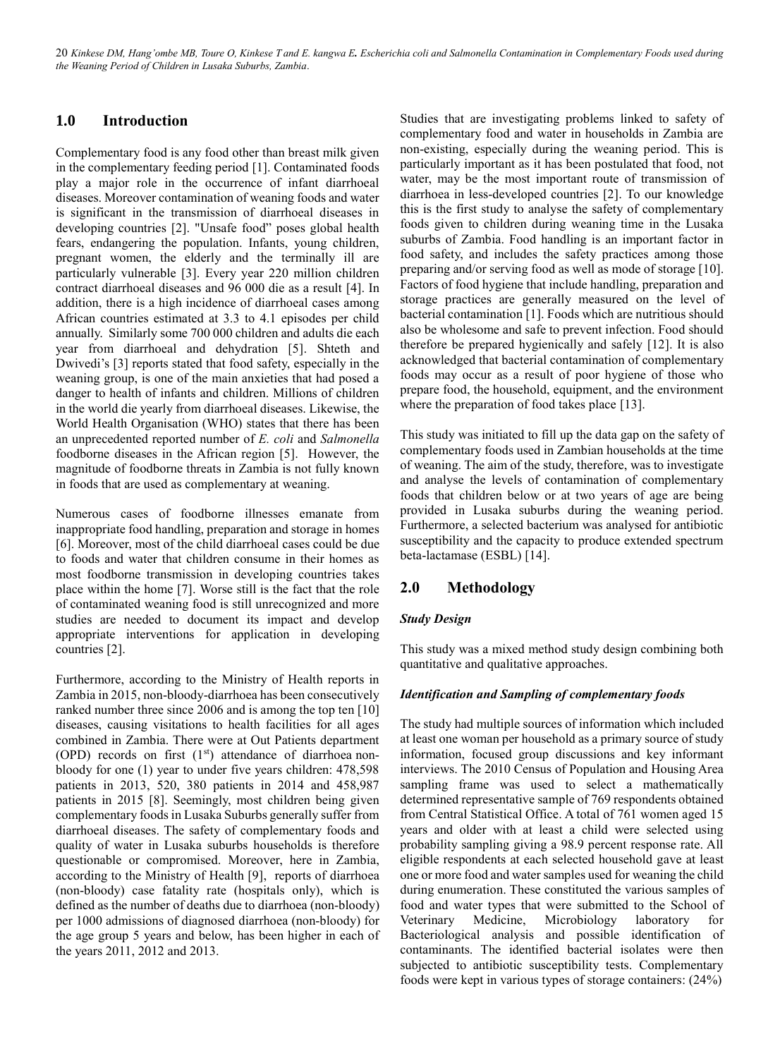## 1.0 Introduction

Complementary food is any food other than breast milk given in the complementary feeding period [1]. Contaminated foods play a major role in the occurrence of infant diarrhoeal diseases. Moreover contamination of weaning foods and water is significant in the transmission of diarrhoeal diseases in developing countries [2]. "Unsafe food" poses global health fears, endangering the population. Infants, young children, pregnant women, the elderly and the terminally ill are particularly vulnerable [3]. Every year 220 million children contract diarrhoeal diseases and 96 000 die as a result [4]. In addition, there is a high incidence of diarrhoeal cases among African countries estimated at 3.3 to 4.1 episodes per child annually. Similarly some 700 000 children and adults die each year from diarrhoeal and dehydration [5]. Shteth and Dwivedi's [3] reports stated that food safety, especially in the weaning group, is one of the main anxieties that had posed a danger to health of infants and children. Millions of children in the world die yearly from diarrhoeal diseases. Likewise, the World Health Organisation (WHO) states that there has been an unprecedented reported number of *E. coli* and *Salmonella* foodborne diseases in the African region [5]. However, the magnitude of foodborne threats in Zambia is not fully known in foods that are used as complementary at weaning.

Numerous cases of foodborne illnesses emanate from inappropriate food handling, preparation and storage in homes [6]. Moreover, most of the child diarrhoeal cases could be due to foods and water that children consume in their homes as most foodborne transmission in developing countries takes place within the home [7]. Worse still is the fact that the role of contaminated weaning food is still unrecognized and more studies are needed to document its impact and develop appropriate interventions for application in developing countries [2].

Furthermore, according to the Ministry of Health reports in Zambia in 2015, non-bloody-diarrhoea has been consecutively ranked number three since 2006 and is among the top ten [10] diseases, causing visitations to health facilities for all ages combined in Zambia. There were at Out Patients department (OPD) records on first (1st) attendance of diarrhoea non-bloody for one (1) year to under five years children: 478,598 patients in 2013, 520, 380 patients in 2014 and 458,987 patients in 2015 [8]. Seemingly, most children being given complementary foods in Lusaka Suburbs generally suffer from diarrhoeal diseases. The safety of complementary foods and quality of water in Lusaka suburbs households is therefore questionable or compromised. Moreover, here in Zambia, according to the Ministry of Health [9], reports of diarrhoea (non-bloody) case fatality rate (hospitals only), which is defined as the number of deaths due to diarrhoea (non-bloody) per 1000 admissions of diagnosed diarrhoea (non-bloody) for the age group 5 years and below, has been higher in each of the years 2011, 2012 and 2013.

Studies that are investigating problems linked to safety of complementary food and water in households in Zambia are non-existing, especially during the weaning period. This is particularly important as it has been postulated that food, not water, may be the most important route of transmission of diarrhoea in less-developed countries [2]. To our knowledge this is the first study to analyse the safety of complementary foods given to children during weaning time in the Lusaka suburbs of Zambia. Food handling is an important factor in food safety, and includes the safety practices among those preparing and/or serving food as well as mode of storage [10]. Factors of food hygiene that include handling, preparation and storage practices are generally measured on the level of bacterial contamination [1]. Foods which are nutritious should also be wholesome and safe to prevent infection. Food should therefore be prepared hygienically and safely [12]. It is also acknowledged that bacterial contamination of complementary foods may occur as a result of poor hygiene of those who prepare food, the household, equipment, and the environment where the preparation of food takes place [13].

This study was initiated to fill up the data gap on the safety of complementary foods used in Zambian households at the time of weaning. The aim of the study, therefore, was to investigate and analyse the levels of contamination of complementary foods that children below or at two years of age are being provided in Lusaka suburbs during the weaning period. Furthermore, a selected bacterium was analysed for antibiotic susceptibility and the capacity to produce extended spectrum beta-lactamase (ESBL) [14].

## 2.0 Methodology

### *Study Design*

This study was a mixed method study design combining both quantitative and qualitative approaches.

### *Identification and Sampling of complementary foods*

The study had multiple sources of information which included at least one woman per household as a primary source of study information, focused group discussions and key informant interviews. The 2010 Census of Population and Housing Area sampling frame was used to select a mathematically determined representative sample of 769 respondents obtained from Central Statistical Office. A total of 761 women aged 15 years and older with at least a child were selected using probability sampling giving a 98.9 percent response rate. All eligible respondents at each selected household gave at least one or more food and water samples used for weaning the child during enumeration. These constituted the various samples of food and water types that were submitted to the School of Veterinary Medicine, Microbiology laboratory for Bacteriological analysis and possible identification of contaminants. The identified bacterial isolates were then subjected to antibiotic susceptibility tests. Complementary foods were kept in various types of storage containers: (24%)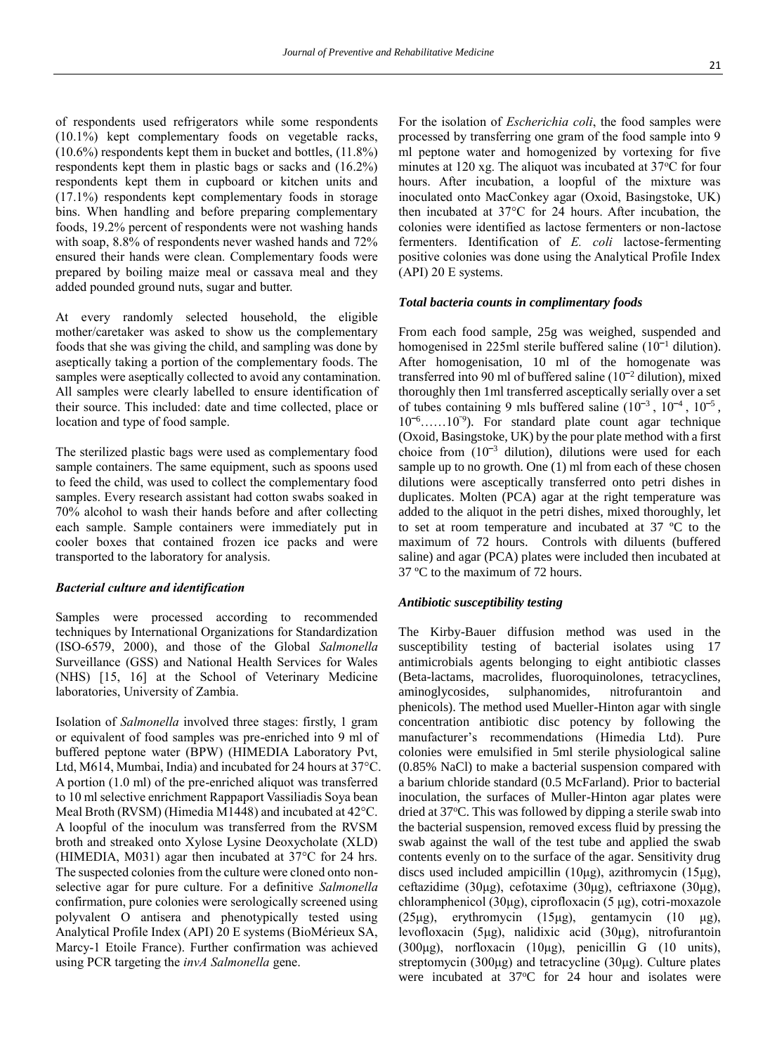of respondents used refrigerators while some respondents (10.1%) kept complementary foods on vegetable racks, (10.6%) respondents kept them in bucket and bottles, (11.8%) respondents kept them in plastic bags or sacks and (16.2%) respondents kept them in cupboard or kitchen units and (17.1%) respondents kept complementary foods in storage bins. When handling and before preparing complementary foods, 19.2% percent of respondents were not washing hands with soap, 8.8% of respondents never washed hands and 72% ensured their hands were clean. Complementary foods were prepared by boiling maize meal or cassava meal and they added pounded ground nuts, sugar and butter.

At every randomly selected household, the eligible mother/caretaker was asked to show us the complementary foods that she was giving the child, and sampling was done by aseptically taking a portion of the complementary foods. The samples were aseptically collected to avoid any contamination. All samples were clearly labelled to ensure identification of their source. This included: date and time collected, place or location and type of food sample.

The sterilized plastic bags were used as complementary food sample containers. The same equipment, such as spoons used to feed the child, was used to collect the complementary food samples. Every research assistant had cotton swabs soaked in 70% alcohol to wash their hands before and after collecting each sample. Sample containers were immediately put in cooler boxes that contained frozen ice packs and were transported to the laboratory for analysis.

### *Bacterial culture and identification*

Samples were processed according to recommended techniques by International Organizations for Standardization (ISO-6579, 2000), and those of the Global *Salmonella* Surveillance (GSS) and National Health Services for Wales (NHS) [15, 16] at the School of Veterinary Medicine laboratories, University of Zambia.

Isolation of *Salmonella* involved three stages: firstly, 1 gram or equivalent of food samples was pre-enriched into 9 ml of buffered peptone water (BPW) (HIMEDIA Laboratory Pvt, Ltd, M614, Mumbai, India) and incubated for 24 hours at 37°C. A portion (1.0 ml) of the pre-enriched aliquot was transferred to 10 ml selective enrichment Rappaport Vassiliadis Soya bean Meal Broth (RVSM) (Himedia M1448) and incubated at 42°C. A loopful of the inoculum was transferred from the RVSM broth and streaked onto Xylose Lysine Deoxycholate (XLD) (HIMEDIA, M031) agar then incubated at 37°C for 24 hrs. The suspected colonies from the culture were cloned onto non-selective agar for pure culture. For a definitive *Salmonella* confirmation, pure colonies were serologically screened using polyvalent O antisera and phenotypically tested using Analytical Profile Index (API) 20 E systems (BioMérieux SA, Marcy-l Etoile France). Further confirmation was achieved using PCR targeting the *invA Salmonella* gene.

For the isolation of *Escherichia coli*, the food samples were processed by transferring one gram of the food sample into 9 ml peptone water and homogenized by vortexing for five minutes at 120 xg. The aliquot was incubated at 37°C for four hours. After incubation, a loopful of the mixture was inoculated onto MacConkey agar (Oxoid, Basingstoke, UK) then incubated at 37°C for 24 hours. After incubation, the colonies were identified as lactose fermenters or non-lactose fermenters. Identification of *E. coli* lactose-fermenting positive colonies was done using the Analytical Profile Index (API) 20 E systems.

### *Total bacteria counts in complimentary foods*

From each food sample, 25g was weighed, suspended and homogenised in 225ml sterile buffered saline ($10^{-1}$ dilution). After homogenisation, 10 ml of the homogenate was transferred into 90 ml of buffered saline ($10^{-2}$ dilution), mixed thoroughly then 1ml transferred acceptically serially over a set of tubes containing 9 mls buffered saline ($10^{-3}$, $10^{-4}$, $10^{-5}$, $10^{-6}$……$10^{-9}$). For standard plate count agar technique (Oxoid, Basingstoke, UK) by the pour plate method with a first choice from ($10^{-3}$ dilution), dilutions were used for each sample up to no growth. One (1) ml from each of these chosen dilutions were acceptically transferred onto petri dishes in duplicates. Molten (PCA) agar at the right temperature was added to the aliquot in the petri dishes, mixed thoroughly, let to set at room temperature and incubated at 37 ºC to the maximum of 72 hours. Controls with diluents (buffered saline) and agar (PCA) plates were included then incubated at 37 ºC to the maximum of 72 hours.

### *Antibiotic susceptibility testing*

The Kirby-Bauer diffusion method was used in the susceptibility testing of bacterial isolates using 17 antimicrobials agents belonging to eight antibiotic classes (Beta-lactams, macrolides, fluoroquinolones, tetracyclines, aminoglycosides, sulphanomides, nitrofurantoin and phenicols). The method used Mueller-Hinton agar with single concentration antibiotic disc potency by following the manufacturer's recommendations (Himedia Ltd). Pure colonies were emulsified in 5ml sterile physiological saline (0.85% NaCl) to make a bacterial suspension compared with a barium chloride standard (0.5 McFarland). Prior to bacterial inoculation, the surfaces of Muller-Hinton agar plates were dried at 37°C. This was followed by dipping a sterile swab into the bacterial suspension, removed excess fluid by pressing the swab against the wall of the test tube and applied the swab contents evenly on to the surface of the agar. Sensitivity drug discs used included ampicillin (10μg), azithromycin (15μg), ceftazidime (30μg), cefotaxime (30μg), ceftriaxone (30μg), chloramphenicol (30μg), ciprofloxacin (5 μg), cotri-moxazole (25μg), erythromycin (15μg), gentamycin (10 μg), levofloxacin (5μg), nalidixic acid (30μg), nitrofurantoin (300μg), norfloxacin (10μg), penicillin G (10 units), streptomycin (300μg) and tetracycline (30μg). Culture plates were incubated at 37°C for 24 hour and isolates were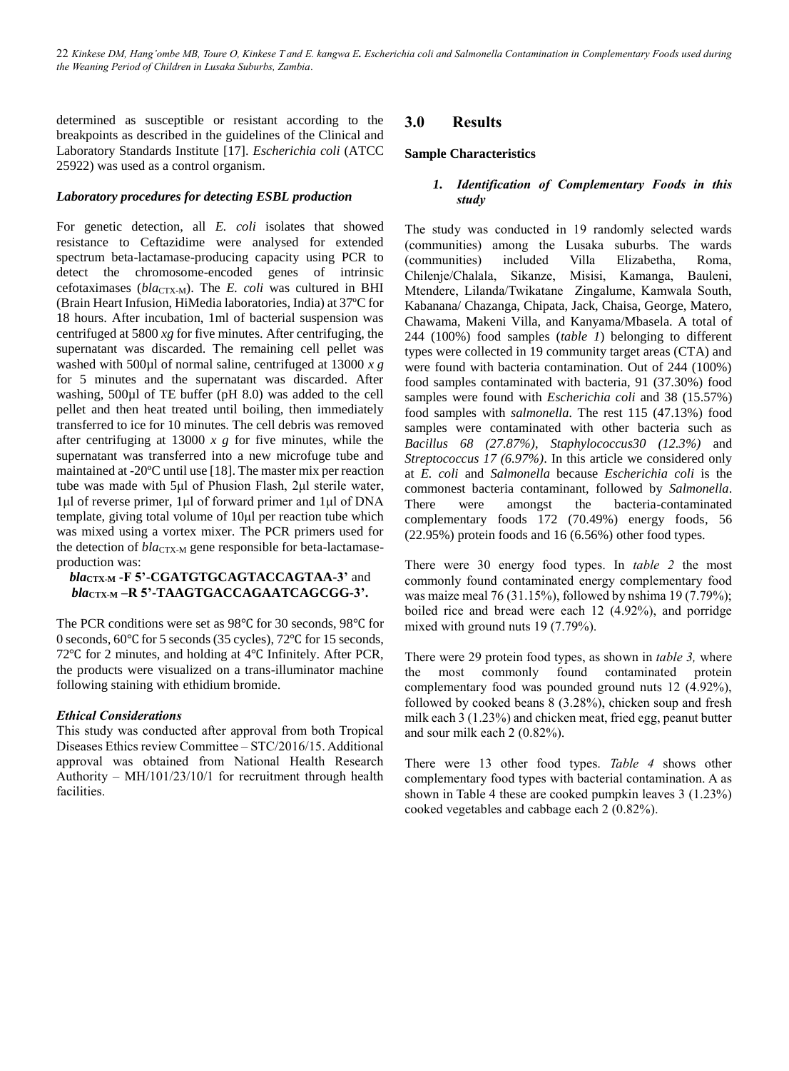determined as susceptible or resistant according to the breakpoints as described in the guidelines of the Clinical and Laboratory Standards Institute [17]. *Escherichia coli* (ATCC 25922) was used as a control organism.

### *Laboratory procedures for detecting ESBL production*

For genetic detection, all *E. coli* isolates that showed resistance to Ceftazidime were analysed for extended spectrum beta-lactamase-producing capacity using PCR to detect the chromosome-encoded genes of intrinsic cefotaximases (*bla*$_{CTX\text{-}M}$). The *E. coli* was cultured in BHI (Brain Heart Infusion, HiMedia laboratories, India) at 37ºC for 18 hours. After incubation, 1ml of bacterial suspension was centrifuged at 5800 *xg* for five minutes. After centrifuging, the supernatant was discarded. The remaining cell pellet was washed with 500µl of normal saline, centrifuged at 13000 *x g* for 5 minutes and the supernatant was discarded. After washing, 500µl of TE buffer (pH 8.0) was added to the cell pellet and then heat treated until boiling, then immediately transferred to ice for 10 minutes. The cell debris was removed after centrifuging at 13000 *x g* for five minutes, while the supernatant was transferred into a new microfuge tube and maintained at -20ºC until use [18]. The master mix per reaction tube was made with 5µl of Phusion Flash, 2µl sterile water, 1µl of reverse primer, 1µl of forward primer and 1µl of DNA template, giving total volume of 10µl per reaction tube which was mixed using a vortex mixer. The PCR primers used for the detection of *bla*$_{CTX\text{-}M}$ gene responsible for beta-lactamase-production was:

***bla*$_{CTX\text{-}M}$ -F 5'-CGATGTGCAGTACCAGTAA-3'** and
***bla*$_{CTX\text{-}M}$ –R 5'-TAAGTGACCAGAATCAGCGG-3'.**

The PCR conditions were set as 98℃ for 30 seconds, 98℃ for 0 seconds, 60℃ for 5 seconds (35 cycles), 72℃ for 15 seconds, 72℃ for 2 minutes, and holding at 4℃ Infinitely. After PCR, the products were visualized on a trans-illuminator machine following staining with ethidium bromide.

### *Ethical Considerations*

This study was conducted after approval from both Tropical Diseases Ethics review Committee – STC/2016/15. Additional approval was obtained from National Health Research Authority – MH/101/23/10/1 for recruitment through health facilities.

## 3.0 Results

### Sample Characteristics

#### *1. Identification of Complementary Foods in this study*

The study was conducted in 19 randomly selected wards (communities) among the Lusaka suburbs. The wards (communities) included Villa Elizabetha, Roma, Chilenje/Chalala, Sikanze, Misisi, Kamanga, Bauleni, Mtendere, Lilanda/Twikatane Zingalume, Kamwala South, Kabanana/ Chazanga, Chipata, Jack, Chaisa, George, Matero, Chawama, Makeni Villa, and Kanyama/Mbasela. A total of 244 (100%) food samples (*table 1*) belonging to different types were collected in 19 community target areas (CTA) and were found with bacteria contamination. Out of 244 (100%) food samples contaminated with bacteria, 91 (37.30%) food samples were found with *Escherichia coli* and 38 (15.57%) food samples with *salmonella*. The rest 115 (47.13%) food samples were contaminated with other bacteria such as *Bacillus 68 (27.87%)*, *Staphylococcus30 (12.3%)* and *Streptococcus 17 (6.97%)*. In this article we considered only at *E. coli* and *Salmonella* because *Escherichia coli* is the commonest bacteria contaminant, followed by *Salmonella*. There were amongst the bacteria-contaminated complementary foods 172 (70.49%) energy foods, 56 (22.95%) protein foods and 16 (6.56%) other food types.

There were 30 energy food types. In *table 2* the most commonly found contaminated energy complementary food was maize meal 76 (31.15%), followed by nshima 19 (7.79%); boiled rice and bread were each 12 (4.92%), and porridge mixed with ground nuts 19 (7.79%).

There were 29 protein food types, as shown in *table 3,* where the most commonly found contaminated protein complementary food was pounded ground nuts 12 (4.92%), followed by cooked beans 8 (3.28%), chicken soup and fresh milk each 3 (1.23%) and chicken meat, fried egg, peanut butter and sour milk each 2 (0.82%).

There were 13 other food types. *Table 4* shows other complementary food types with bacterial contamination. A as shown in Table 4 these are cooked pumpkin leaves 3 (1.23%) cooked vegetables and cabbage each 2 (0.82%).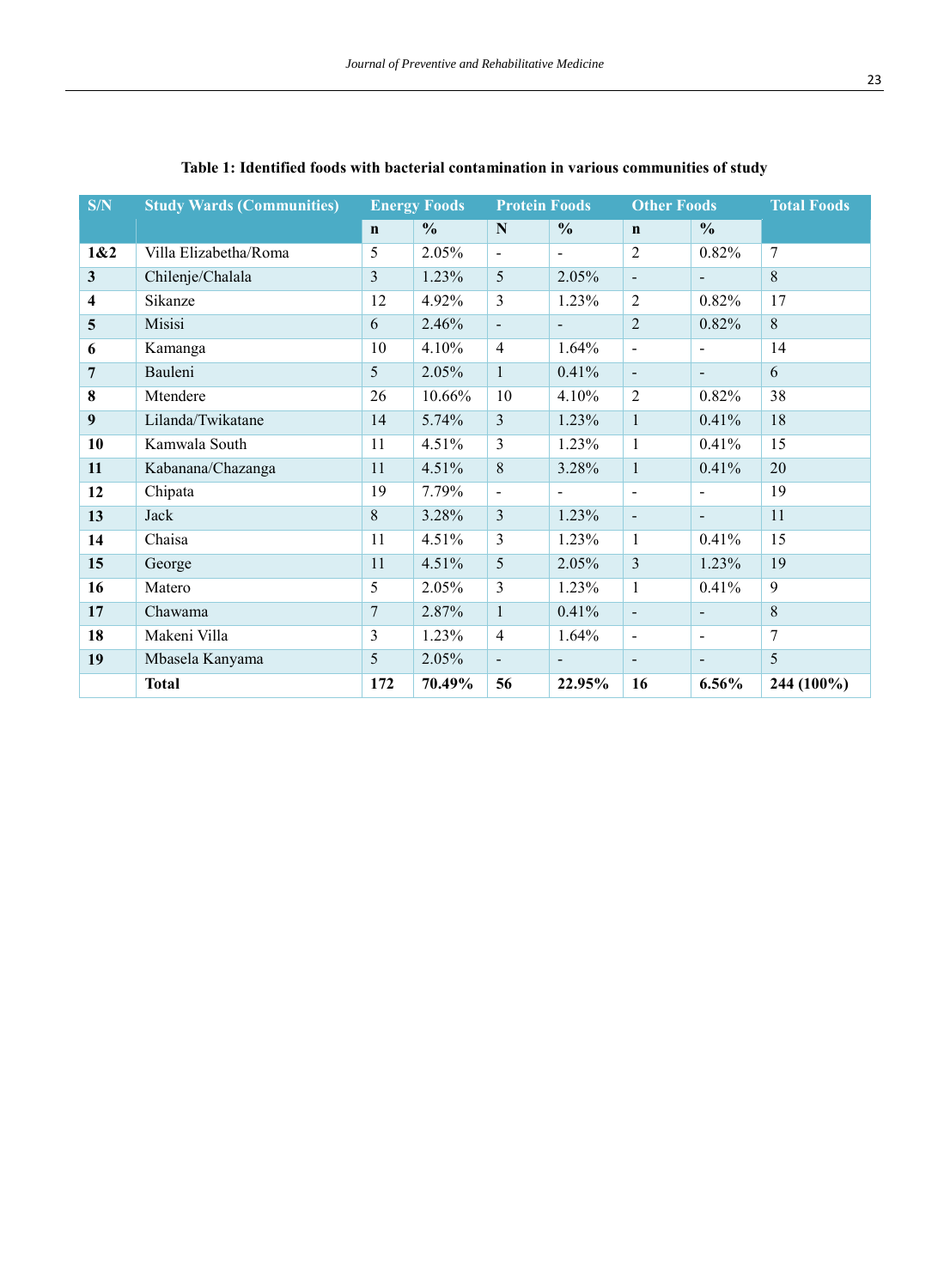**Table 1: Identified foods with bacterial contamination in various communities of study**

| S/N | Study Wards (Communities) | Energy Foods | | Protein Foods | | Other Foods | | Total Foods |
|---|---|---|---|---|---|---|---|---|
| | | n | % | N | % | n | % | |
| **1&2** | Villa Elizabetha/Roma | 5 | 2.05% | - | - | 2 | 0.82% | 7 |
| **3** | Chilenje/Chalala | 3 | 1.23% | 5 | 2.05% | - | - | 8 |
| **4** | Sikanze | 12 | 4.92% | 3 | 1.23% | 2 | 0.82% | 17 |
| **5** | Misisi | 6 | 2.46% | - | - | 2 | 0.82% | 8 |
| **6** | Kamanga | 10 | 4.10% | 4 | 1.64% | - | - | 14 |
| **7** | Bauleni | 5 | 2.05% | 1 | 0.41% | - | - | 6 |
| **8** | Mtendere | 26 | 10.66% | 10 | 4.10% | 2 | 0.82% | 38 |
| **9** | Lilanda/Twikatane | 14 | 5.74% | 3 | 1.23% | 1 | 0.41% | 18 |
| **10** | Kamwala South | 11 | 4.51% | 3 | 1.23% | 1 | 0.41% | 15 |
| **11** | Kabanana/Chazanga | 11 | 4.51% | 8 | 3.28% | 1 | 0.41% | 20 |
| **12** | Chipata | 19 | 7.79% | - | - | - | - | 19 |
| **13** | Jack | 8 | 3.28% | 3 | 1.23% | - | - | 11 |
| **14** | Chaisa | 11 | 4.51% | 3 | 1.23% | 1 | 0.41% | 15 |
| **15** | George | 11 | 4.51% | 5 | 2.05% | 3 | 1.23% | 19 |
| **16** | Matero | 5 | 2.05% | 3 | 1.23% | 1 | 0.41% | 9 |
| **17** | Chawama | 7 | 2.87% | 1 | 0.41% | - | - | 8 |
| **18** | Makeni Villa | 3 | 1.23% | 4 | 1.64% | - | - | 7 |
| **19** | Mbasela Kanyama | 5 | 2.05% | - | - | - | - | 5 |
| | **Total** | **172** | **70.49%** | **56** | **22.95%** | **16** | **6.56%** | **244 (100%)** |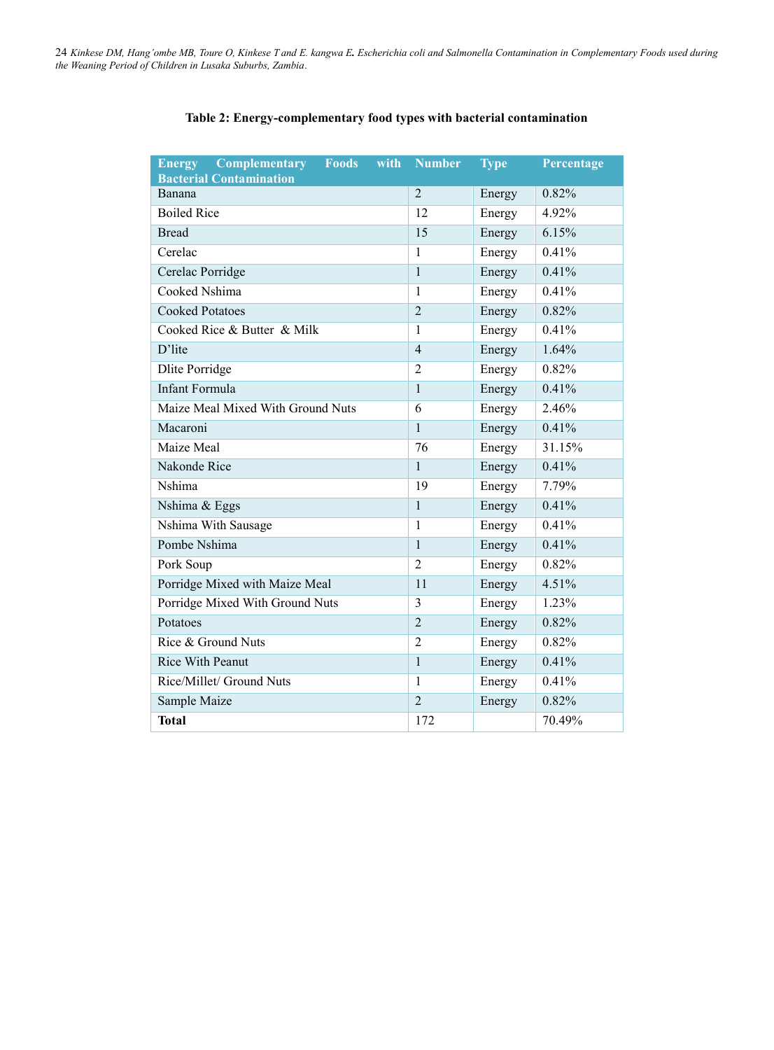**Table 2: Energy-complementary food types with bacterial contamination**

| Energy Complementary Foods with Bacterial Contamination | Number | Type | Percentage |
|---|---|---|---|
| Banana | 2 | Energy | 0.82% |
| Boiled Rice | 12 | Energy | 4.92% |
| Bread | 15 | Energy | 6.15% |
| Cerelac | 1 | Energy | 0.41% |
| Cerelac Porridge | 1 | Energy | 0.41% |
| Cooked Nshima | 1 | Energy | 0.41% |
| Cooked Potatoes | 2 | Energy | 0.82% |
| Cooked Rice & Butter & Milk | 1 | Energy | 0.41% |
| D'lite | 4 | Energy | 1.64% |
| Dlite Porridge | 2 | Energy | 0.82% |
| Infant Formula | 1 | Energy | 0.41% |
| Maize Meal Mixed With Ground Nuts | 6 | Energy | 2.46% |
| Macaroni | 1 | Energy | 0.41% |
| Maize Meal | 76 | Energy | 31.15% |
| Nakonde Rice | 1 | Energy | 0.41% |
| Nshima | 19 | Energy | 7.79% |
| Nshima & Eggs | 1 | Energy | 0.41% |
| Nshima With Sausage | 1 | Energy | 0.41% |
| Pombe Nshima | 1 | Energy | 0.41% |
| Pork Soup | 2 | Energy | 0.82% |
| Porridge Mixed with Maize Meal | 11 | Energy | 4.51% |
| Porridge Mixed With Ground Nuts | 3 | Energy | 1.23% |
| Potatoes | 2 | Energy | 0.82% |
| Rice & Ground Nuts | 2 | Energy | 0.82% |
| Rice With Peanut | 1 | Energy | 0.41% |
| Rice/Millet/ Ground Nuts | 1 | Energy | 0.41% |
| Sample Maize | 2 | Energy | 0.82% |
| **Total** | 172 | | 70.49% |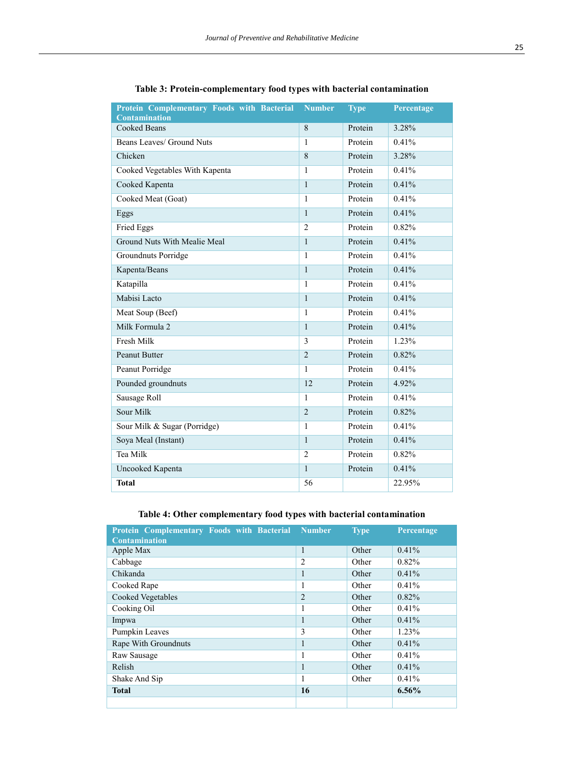**Table 3: Protein-complementary food types with bacterial contamination**

| Protein Complementary Foods with Bacterial Contamination | Number | Type | Percentage |
|---|---|---|---|
| Cooked Beans | 8 | Protein | 3.28% |
| Beans Leaves/ Ground Nuts | 1 | Protein | 0.41% |
| Chicken | 8 | Protein | 3.28% |
| Cooked Vegetables With Kapenta | 1 | Protein | 0.41% |
| Cooked Kapenta | 1 | Protein | 0.41% |
| Cooked Meat (Goat) | 1 | Protein | 0.41% |
| Eggs | 1 | Protein | 0.41% |
| Fried Eggs | 2 | Protein | 0.82% |
| Ground Nuts With Mealie Meal | 1 | Protein | 0.41% |
| Groundnuts Porridge | 1 | Protein | 0.41% |
| Kapenta/Beans | 1 | Protein | 0.41% |
| Katapilla | 1 | Protein | 0.41% |
| Mabisi Lacto | 1 | Protein | 0.41% |
| Meat Soup (Beef) | 1 | Protein | 0.41% |
| Milk Formula 2 | 1 | Protein | 0.41% |
| Fresh Milk | 3 | Protein | 1.23% |
| Peanut Butter | 2 | Protein | 0.82% |
| Peanut Porridge | 1 | Protein | 0.41% |
| Pounded groundnuts | 12 | Protein | 4.92% |
| Sausage Roll | 1 | Protein | 0.41% |
| Sour Milk | 2 | Protein | 0.82% |
| Sour Milk & Sugar (Porridge) | 1 | Protein | 0.41% |
| Soya Meal (Instant) | 1 | Protein | 0.41% |
| Tea Milk | 2 | Protein | 0.82% |
| Uncooked Kapenta | 1 | Protein | 0.41% |
| **Total** | 56 | | 22.95% |

**Table 4: Other complementary food types with bacterial contamination**

| Protein Complementary Foods with Bacterial Contamination | Number | Type | Percentage |
|---|---|---|---|
| Apple Max | 1 | Other | 0.41% |
| Cabbage | 2 | Other | 0.82% |
| Chikanda | 1 | Other | 0.41% |
| Cooked Rape | 1 | Other | 0.41% |
| Cooked Vegetables | 2 | Other | 0.82% |
| Cooking Oil | 1 | Other | 0.41% |
| Impwa | 1 | Other | 0.41% |
| Pumpkin Leaves | 3 | Other | 1.23% |
| Rape With Groundnuts | 1 | Other | 0.41% |
| Raw Sausage | 1 | Other | 0.41% |
| Relish | 1 | Other | 0.41% |
| Shake And Sip | 1 | Other | 0.41% |
| **Total** | **16** | | **6.56%** |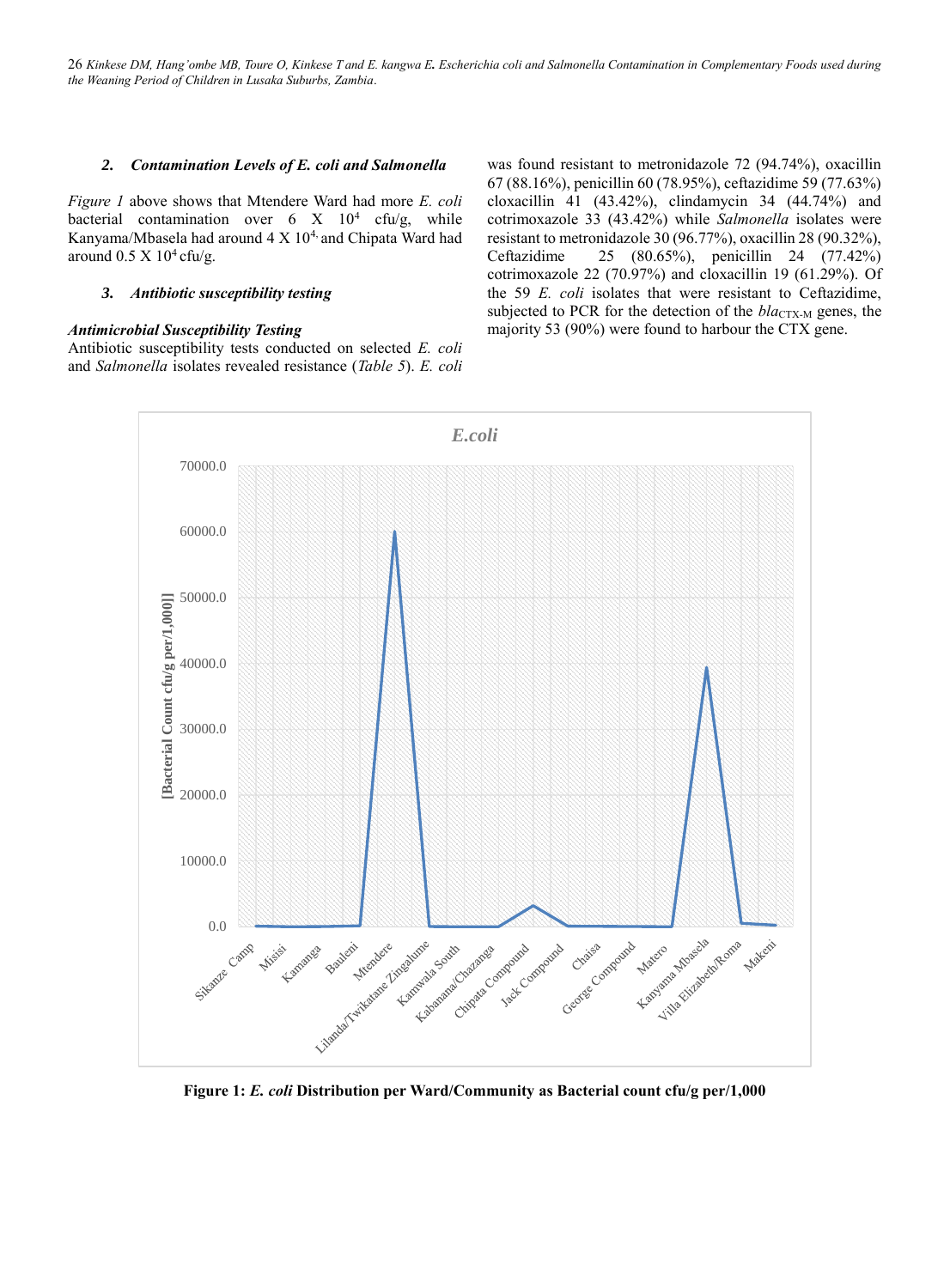#### 2. *Contamination Levels of E. coli and Salmonella*

*Figure 1* above shows that Mtendere Ward had more *E. coli* bacterial contamination over 6 X $10^4$ cfu/g, while Kanyama/Mbasela had around 4 X $10^4$, and Chipata Ward had around 0.5 X $10^4$ cfu/g.

#### 3. *Antibiotic susceptibility testing*

***Antimicrobial Susceptibility Testing***

Antibiotic susceptibility tests conducted on selected *E. coli* and *Salmonella* isolates revealed resistance (*Table 5*). *E. coli* was found resistant to metronidazole 72 (94.74%), oxacillin 67 (88.16%), penicillin 60 (78.95%), ceftazidime 59 (77.63%) cloxacillin 41 (43.42%), clindamycin 34 (44.74%) and cotrimoxazole 33 (43.42%) while *Salmonella* isolates were resistant to metronidazole 30 (96.77%), oxacillin 28 (90.32%), Ceftazidime 25 (80.65%), penicillin 24 (77.42%) cotrimoxazole 22 (70.97%) and cloxacillin 19 (61.29%). Of the 59 *E. coli* isolates that were resistant to Ceftazidime, subjected to PCR for the detection of the $bla_{CTX-M}$ genes, the majority 53 (90%) were found to harbour the CTX gene.

**Figure 1: *E. coli* Distribution per Ward/Community as Bacterial count cfu/g per/1,000**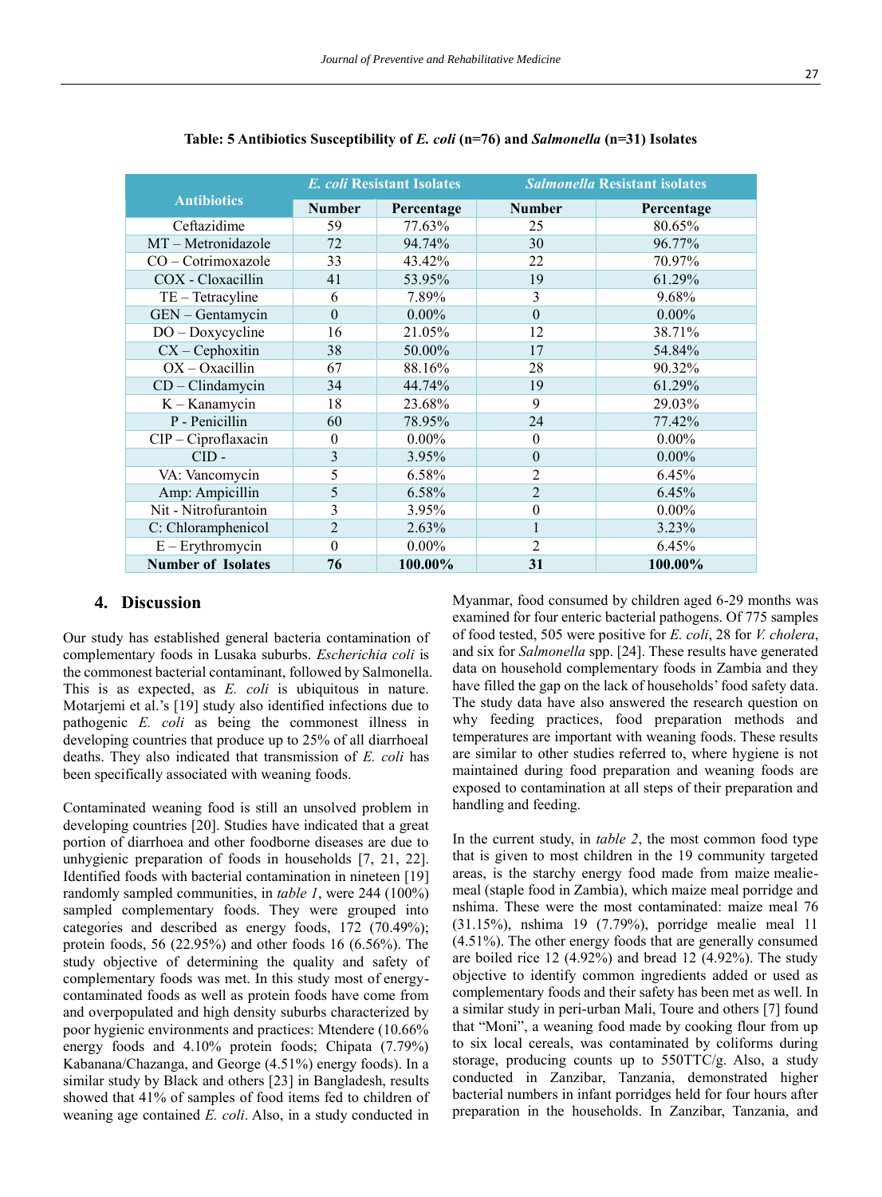**Table: 5 Antibiotics Susceptibility of *E. coli* (n=76) and *Salmonella* (n=31) Isolates**

| Antibiotics | *E. coli* Resistant Isolates | | *Salmonella* Resistant isolates | |
|---|---|---|---|---|
| | Number | Percentage | Number | Percentage |
| Ceftazidime | 59 | 77.63% | 25 | 80.65% |
| MT – Metronidazole | 72 | 94.74% | 30 | 96.77% |
| CO – Cotrimoxazole | 33 | 43.42% | 22 | 70.97% |
| COX - Cloxacillin | 41 | 53.95% | 19 | 61.29% |
| TE – Tetracyline | 6 | 7.89% | 3 | 9.68% |
| GEN – Gentamycin | 0 | 0.00% | 0 | 0.00% |
| DO – Doxycycline | 16 | 21.05% | 12 | 38.71% |
| CX – Cephoxitin | 38 | 50.00% | 17 | 54.84% |
| OX – Oxacillin | 67 | 88.16% | 28 | 90.32% |
| CD – Clindamycin | 34 | 44.74% | 19 | 61.29% |
| K – Kanamycin | 18 | 23.68% | 9 | 29.03% |
| P - Penicillin | 60 | 78.95% | 24 | 77.42% |
| CIP – Ciproflaxacin | 0 | 0.00% | 0 | 0.00% |
| CID - | 3 | 3.95% | 0 | 0.00% |
| VA: Vancomycin | 5 | 6.58% | 2 | 6.45% |
| Amp: Ampicillin | 5 | 6.58% | 2 | 6.45% |
| Nit - Nitrofurantoin | 3 | 3.95% | 0 | 0.00% |
| C: Chloramphenicol | 2 | 2.63% | 1 | 3.23% |
| E – Erythromycin | 0 | 0.00% | 2 | 6.45% |
| **Number of Isolates** | **76** | **100.00%** | **31** | **100.00%** |

## 4. Discussion

Our study has established general bacteria contamination of complementary foods in Lusaka suburbs. *Escherichia coli* is the commonest bacterial contaminant, followed by Salmonella. This is as expected, as *E. coli* is ubiquitous in nature. Motarjemi et al.'s [19] study also identified infections due to pathogenic *E. coli* as being the commonest illness in developing countries that produce up to 25% of all diarrhoeal deaths. They also indicated that transmission of *E. coli* has been specifically associated with weaning foods.

Contaminated weaning food is still an unsolved problem in developing countries [20]. Studies have indicated that a great portion of diarrhoea and other foodborne diseases are due to unhygienic preparation of foods in households [7, 21, 22]. Identified foods with bacterial contamination in nineteen [19] randomly sampled communities, in *table 1*, were 244 (100%) sampled complementary foods. They were grouped into categories and described as energy foods, 172 (70.49%); protein foods, 56 (22.95%) and other foods 16 (6.56%). The study objective of determining the quality and safety of complementary foods was met. In this study most of energy-contaminated foods as well as protein foods have come from and overpopulated and high density suburbs characterized by poor hygienic environments and practices: Mtendere (10.66% energy foods and 4.10% protein foods; Chipata (7.79%) Kabanana/Chazanga, and George (4.51%) energy foods). In a similar study by Black and others [23] in Bangladesh, results showed that 41% of samples of food items fed to children of weaning age contained *E. coli*. Also, in a study conducted in Myanmar, food consumed by children aged 6-29 months was examined for four enteric bacterial pathogens. Of 775 samples of food tested, 505 were positive for *E. coli*, 28 for *V. cholera*, and six for *Salmonella* spp. [24]. These results have generated data on household complementary foods in Zambia and they have filled the gap on the lack of households' food safety data. The study data have also answered the research question on why feeding practices, food preparation methods and temperatures are important with weaning foods. These results are similar to other studies referred to, where hygiene is not maintained during food preparation and weaning foods are exposed to contamination at all steps of their preparation and handling and feeding.

In the current study, in *table 2*, the most common food type that is given to most children in the 19 community targeted areas, is the starchy energy food made from maize mealie-meal (staple food in Zambia), which maize meal porridge and nshima. These were the most contaminated: maize meal 76 (31.15%), nshima 19 (7.79%), porridge mealie meal 11 (4.51%). The other energy foods that are generally consumed are boiled rice 12 (4.92%) and bread 12 (4.92%). The study objective to identify common ingredients added or used as complementary foods and their safety has been met as well. In a similar study in peri-urban Mali, Toure and others [7] found that "Moni", a weaning food made by cooking flour from up to six local cereals, was contaminated by coliforms during storage, producing counts up to 550TTC/g. Also, a study conducted in Zanzibar, Tanzania, demonstrated higher bacterial numbers in infant porridges held for four hours after preparation in the households. In Zanzibar, Tanzania, and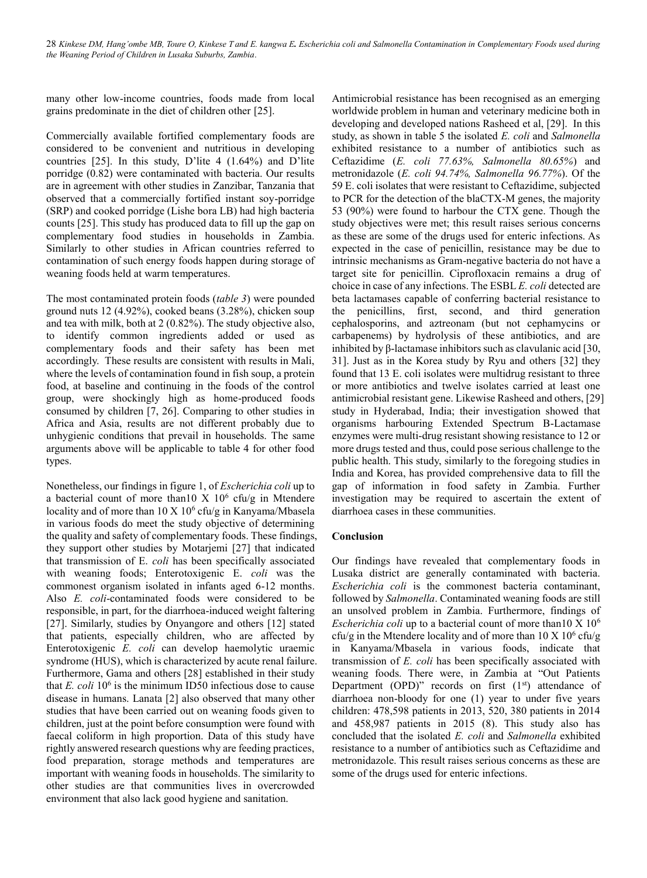many other low-income countries, foods made from local grains predominate in the diet of children other [25].

Commercially available fortified complementary foods are considered to be convenient and nutritious in developing countries [25]. In this study, D'lite 4 (1.64%) and D'lite porridge (0.82) were contaminated with bacteria. Our results are in agreement with other studies in Zanzibar, Tanzania that observed that a commercially fortified instant soy-porridge (SRP) and cooked porridge (Lishe bora LB) had high bacteria counts [25]. This study has produced data to fill up the gap on complementary food studies in households in Zambia. Similarly to other studies in African countries referred to contamination of such energy foods happen during storage of weaning foods held at warm temperatures.

The most contaminated protein foods (*table 3*) were pounded ground nuts 12 (4.92%), cooked beans (3.28%), chicken soup and tea with milk, both at 2 (0.82%). The study objective also, to identify common ingredients added or used as complementary foods and their safety has been met accordingly. These results are consistent with results in Mali, where the levels of contamination found in fish soup, a protein food, at baseline and continuing in the foods of the control group, were shockingly high as home-produced foods consumed by children [7, 26]. Comparing to other studies in Africa and Asia, results are not different probably due to unhygienic conditions that prevail in households. The same arguments above will be applicable to table 4 for other food types.

Nonetheless, our findings in figure 1, of *Escherichia coli* up to a bacterial count of more than10 X $10^6$ cfu/g in Mtendere locality and of more than 10 X $10^6$ cfu/g in Kanyama/Mbasela in various foods do meet the study objective of determining the quality and safety of complementary foods. These findings, they support other studies by Motarjemi [27] that indicated that transmission of E. *coli* has been specifically associated with weaning foods; Enterotoxigenic E. *coli* was the commonest organism isolated in infants aged 6-12 months. Also *E. coli*-contaminated foods were considered to be responsible, in part, for the diarrhoea-induced weight faltering [27]. Similarly, studies by Onyangore and others [12] stated that patients, especially children, who are affected by Enterotoxigenic *E. coli* can develop haemolytic uraemic syndrome (HUS), which is characterized by acute renal failure. Furthermore, Gama and others [28] established in their study that *E. coli* $10^6$ is the minimum ID50 infectious dose to cause disease in humans. Lanata [2] also observed that many other studies that have been carried out on weaning foods given to children, just at the point before consumption were found with faecal coliform in high proportion. Data of this study have rightly answered research questions why are feeding practices, food preparation, storage methods and temperatures are important with weaning foods in households. The similarity to other studies are that communities lives in overcrowded environment that also lack good hygiene and sanitation.

Antimicrobial resistance has been recognised as an emerging worldwide problem in human and veterinary medicine both in developing and developed nations Rasheed et al, [29]. In this study, as shown in table 5 the isolated *E. coli* and *Salmonella* exhibited resistance to a number of antibiotics such as Ceftazidime (*E. coli 77.63%, Salmonella 80.65%*) and metronidazole (*E. coli 94.74%, Salmonella 96.77%*). Of the 59 E. coli isolates that were resistant to Ceftazidime, subjected to PCR for the detection of the blaCTX-M genes, the majority 53 (90%) were found to harbour the CTX gene. Though the study objectives were met; this result raises serious concerns as these are some of the drugs used for enteric infections. As expected in the case of penicillin, resistance may be due to intrinsic mechanisms as Gram-negative bacteria do not have a target site for penicillin. Ciprofloxacin remains a drug of choice in case of any infections. The ESBL *E. coli* detected are beta lactamases capable of conferring bacterial resistance to the penicillins, first, second, and third generation cephalosporins, and aztreonam (but not cephamycins or carbapenems) by hydrolysis of these antibiotics, and are inhibited by β-lactamase inhibitors such as clavulanic acid [30, 31]. Just as in the Korea study by Ryu and others [32] they found that 13 E. coli isolates were multidrug resistant to three or more antibiotics and twelve isolates carried at least one antimicrobial resistant gene. Likewise Rasheed and others, [29] study in Hyderabad, India; their investigation showed that organisms harbouring Extended Spectrum B-Lactamase enzymes were multi-drug resistant showing resistance to 12 or more drugs tested and thus, could pose serious challenge to the public health. This study, similarly to the foregoing studies in India and Korea, has provided comprehensive data to fill the gap of information in food safety in Zambia. Further investigation may be required to ascertain the extent of diarrhoea cases in these communities.

## Conclusion

Our findings have revealed that complementary foods in Lusaka district are generally contaminated with bacteria. *Escherichia coli* is the commonest bacteria contaminant, followed by *Salmonella*. Contaminated weaning foods are still an unsolved problem in Zambia. Furthermore, findings of *Escherichia coli* up to a bacterial count of more than10 X $10^6$ cfu/g in the Mtendere locality and of more than 10 X $10^6$ cfu/g in Kanyama/Mbasela in various foods, indicate that transmission of *E. coli* has been specifically associated with weaning foods. There were, in Zambia at "Out Patients Department (OPD)" records on first (1st) attendance of diarrhoea non-bloody for one (1) year to under five years children: 478,598 patients in 2013, 520, 380 patients in 2014 and 458,987 patients in 2015 (8). This study also has concluded that the isolated *E. coli* and *Salmonella* exhibited resistance to a number of antibiotics such as Ceftazidime and metronidazole. This result raises serious concerns as these are some of the drugs used for enteric infections.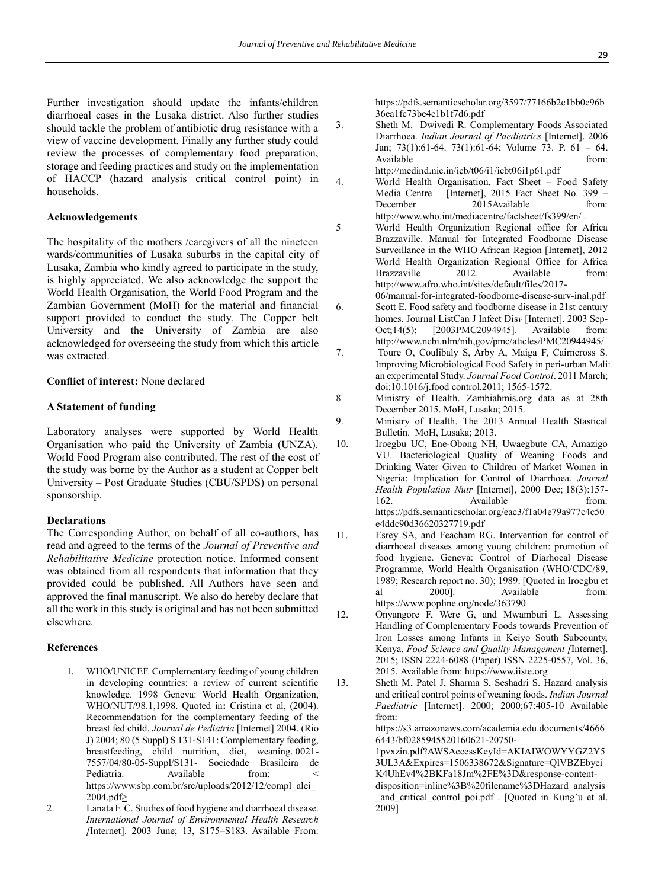Further investigation should update the infants/children diarrhoeal cases in the Lusaka district. Also further studies should tackle the problem of antibiotic drug resistance with a view of vaccine development. Finally any further study could review the processes of complementary food preparation, storage and feeding practices and study on the implementation of HACCP (hazard analysis critical control point) in households.

### Acknowledgements

The hospitality of the mothers /caregivers of all the nineteen wards/communities of Lusaka suburbs in the capital city of Lusaka, Zambia who kindly agreed to participate in the study, is highly appreciated. We also acknowledge the support the World Health Organisation, the World Food Program and the Zambian Government (MoH) for the material and financial support provided to conduct the study. The Copper belt University and the University of Zambia are also acknowledged for overseeing the study from which this article was extracted.

**Conflict of interest:** None declared

### A Statement of funding

Laboratory analyses were supported by World Health Organisation who paid the University of Zambia (UNZA). World Food Program also contributed. The rest of the cost of the study was borne by the Author as a student at Copper belt University – Post Graduate Studies (CBU/SPDS) on personal sponsorship.

### Declarations

The Corresponding Author, on behalf of all co-authors, has read and agreed to the terms of the *Journal of Preventive and Rehabilitative Medicine* protection notice. Informed consent was obtained from all respondents that information that they provided could be published. All Authors have seen and approved the final manuscript. We also do hereby declare that all the work in this study is original and has not been submitted elsewhere.

### References

1. WHO/UNICEF. Complementary feeding of young children in developing countries: a review of current scientific knowledge. 1998 Geneva: World Health Organization, WHO/NUT/98.1,1998. Quoted in**:** Cristina et al, (2004). Recommendation for the complementary feeding of the breast fed child. *Journal de Pediatria* [Internet] 2004. (Rio J) 2004; 80 (5 Suppl) S 131-S141: Complementary feeding, breastfeeding, child nutrition, diet, weaning. 0021-7557/04/80-05-Suppl/S131- Sociedade Brasileira de Pediatria. Available from: < https://www.sbp.com.br/src/uploads/2012/12/compl_alei_2004.pdf>
2. Lanata F. C. Studies of food hygiene and diarrhoeal disease. *International Journal of Environmental Health Research [*Internet]. 2003 June; 13, S175–S183. Available From: https://pdfs.semanticscholar.org/3597/77166b2c1bb0e96b36ea1fc73be4c1b1f7d6.pdf
3. Sheth M. Dwivedi R. Complementary Foods Associated Diarrhoea. *Indian Journal of Paediatrics* [Internet]. 2006 Jan; 73(1):61-64. 73(1):61-64; Volume 73. P. 61 – 64. Available from: http://medind.nic.in/icb/t06/i1/icbt06i1p61.pdf
4. World Health Organisation. Fact Sheet – Food Safety Media Centre [Internet], 2015 Fact Sheet No. 399 – December 2015Available from: http://www.who.int/mediacentre/factsheet/fs399/en/ .
5. World Health Organization Regional office for Africa Brazzaville. Manual for Integrated Foodborne Disease Surveillance in the WHO African Region [Internet], 2012 World Health Organization Regional Office for Africa Brazzaville 2012. Available from: http://www.afro.who.int/sites/default/files/2017-06/manual-for-integrated-foodborne-disease-surv-inal.pdf
6. Scott E. Food safety and foodborne disease in 21st century homes. Journal ListCan J Infect Dis*v* [Internet]. 2003 Sep-Oct;14(5); [2003PMC2094945]. Available from: http://www.ncbi.nlm/nih,gov/pmc/aticles/PMC20944945/
7. Toure O, Coulibaly S, Arby A, Maiga F, Cairncross S. Improving Microbiological Food Safety in peri-urban Mali: an experimental Study. *Journal Food Control*. 2011 March; doi:10.1016/j.food control.2011; 1565-1572.
8. Ministry of Health. Zambiahmis.org data as at 28th December 2015. MoH, Lusaka; 2015.
9. Ministry of Health. The 2013 Annual Health Stastical Bulletin. MoH, Lusaka; 2013.
10. Iroegbu UC, Ene-Obong NH, Uwaegbute CA, Amazigo VU. Bacteriological Quality of Weaning Foods and Drinking Water Given to Children of Market Women in Nigeria: Implication for Control of Diarrhoea. *Journal Health Population Nutr* [Internet], 2000 Dec; 18(3):157-162. Available from: https://pdfs.semanticscholar.org/eac3/f1a04e79a977c4c50e4ddc90d36620327719.pdf
11. Esrey SA, and Feacham RG. Intervention for control of diarrhoeal diseases among young children: promotion of food hygiene. Geneva: Control of Diarhoeal Disease Programme, World Health Organisation (WHO/CDC/89, 1989; Research report no. 30); 1989. [Quoted in Iroegbu et al 2000]. Available from: https://www.popline.org/node/363790
12. Onyangore F, Were G, and Mwamburi L. Assessing Handling of Complementary Foods towards Prevention of Iron Losses among Infants in Keiyo South Subcounty, Kenya. *Food Science and Quality Management [*Internet]. 2015; ISSN 2224-6088 (Paper) ISSN 2225-0557, Vol. 36, 2015. Available from: https://www.iiste.org
13. Sheth M, Patel J, Sharma S, Seshadri S. Hazard analysis and critical control points of weaning foods. *Indian Journal Paediatric* [Internet]. 2000; 2000;67:405-10 Available from: https://s3.amazonaws.com/academia.edu.documents/46666443/bf0285945520160621-20750-1pvxzin.pdf?AWSAccessKeyId=AKIAIWOWYYGZ2Y53UL3A&Expires=1506338672&Signature=QlVBZEbyeiK4UhEv4%2BKFa18Jm%2FE%3D&response-content-disposition=inline%3B%20filename%3DHazard_analysis_and_critical_control_poi.pdf . [Quoted in Kung'u et al. 2009]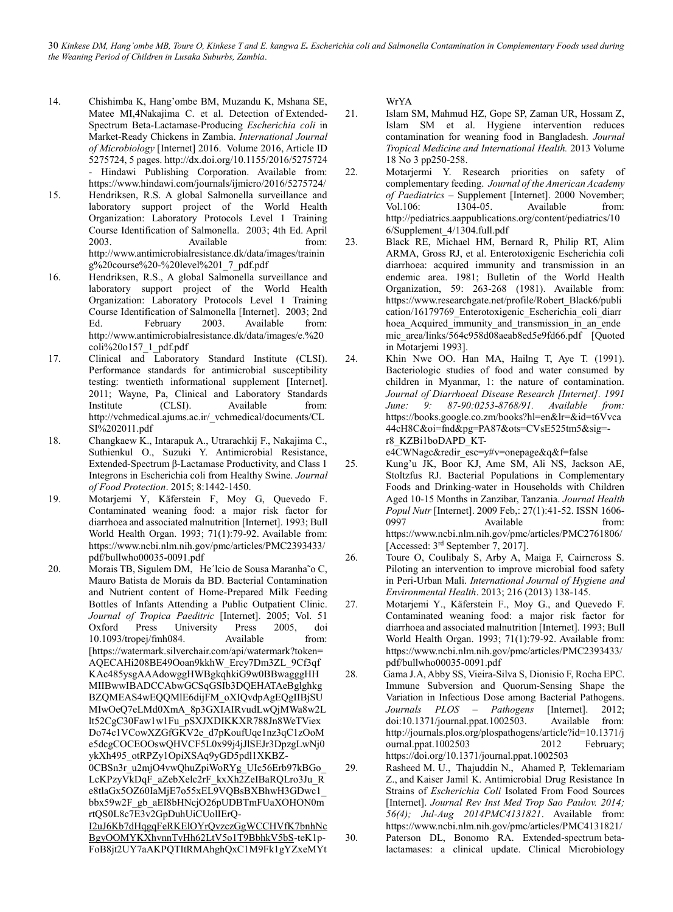14. Chishimba K, Hang'ombe BM, Muzandu K, Mshana SE, Matee MI,4Nakajima C. et al. Detection of Extended-Spectrum Beta-Lactamase-Producing *Escherichia coli* in Market-Ready Chickens in Zambia. *International Journal of Microbiology* [Internet] 2016. Volume 2016, Article ID 5275724, 5 pages. http://dx.doi.org/10.1155/2016/5275724 - Hindawi Publishing Corporation. Available from: https://www.hindawi.com/journals/ijmicro/2016/5275724/
15. Hendriksen, R.S. A global Salmonella surveillance and laboratory support project of the World Health Organization: Laboratory Protocols Level 1 Training Course Identification of Salmonella. 2003; 4th Ed. April 2003. Available from: http://www.antimicrobialresistance.dk/data/images/training%20course%20-%20level%201_7_pdf.pdf
16. Hendriksen, R.S., A global Salmonella surveillance and laboratory support project of the World Health Organization: Laboratory Protocols Level 1 Training Course Identification of Salmonella [Internet]. 2003; 2nd Ed. February 2003. Available from: http://www.antimicrobialresistance.dk/data/images/e.%20coli%20o157_1_pdf.pdf
17. Clinical and Laboratory Standard Institute (CLSI). Performance standards for antimicrobial susceptibility testing: twentieth informational supplement [Internet]. 2011; Wayne, Pa, Clinical and Laboratory Standards Institute (CLSI). Available from: http://vchmedical.ajums.ac.ir/_vchmedical/documents/CLSI%202011.pdf
18. Changkaew K., Intarapuk A., Utrarachkij F., Nakajima C., Suthienkul O., Suzuki Y. Antimicrobial Resistance, Extended-Spectrum β-Lactamase Productivity, and Class 1 Integrons in Escherichia coli from Healthy Swine. *Journal of Food Protection*. 2015; 8:1442-1450.
19. Motarjemi Y, Käferstein F, Moy G, Quevedo F. Contaminated weaning food: a major risk factor for diarrhoea and associated malnutrition [Internet]. 1993; Bull World Health Organ. 1993; 71(1):79-92. Available from: https://www.ncbi.nlm.nih.gov/pmc/articles/PMC2393433/pdf/bullwho00035-0091.pdf
20. Morais TB, Sigulem DM, He´lcio de Sousa Maranha˜o C, Mauro Batista de Morais da BD. Bacterial Contamination and Nutrient content of Home-Prepared Milk Feeding Bottles of Infants Attending a Public Outpatient Clinic. *Journal of Tropica Paeditric* [Internet]. 2005; Vol. 51 Oxford Press University Press 2005, doi 10.1093/tropej/fmh084. Available from: [https://watermark.silverchair.com/api/watermark?token=AQECAHi208BE49Ooan9kkhW_Ercy7Dm3ZL_9Cf3qfKAc485ysgAAAdowggHWBgkqhkiG9w0BBwagggHHMIIBwwIBADCCAbwGCSqGSIb3DQEHATAeBglghkgBZQMEAS4wEQQMlE6dijFM_oXIQvdpAgEQgIIBjSUMIwOeQ7eLMd0XmA_8p3GXIAIRvudLwQjMWa8w2Llt52CgC30Faw1w1Fu_pSXJXDIKKXR788Jn8WeTViexDo74c1VCowXZGfGKV2e_d7pKoufUqe1nz3qC1zOoMe5dcgCOCEOOswQHVCF5L0x99j4jJlSEJr3DpzgLwNj0ykXh495_otRPZy1OpiXSAq9yGD5pdl1XKBZ-0CBSn3r_u2mjO4vwQhuZpiWoRYg_UIc56Erb97kBGo_LcKPzyVkDqF_aZebXelc2rF_kxXh2ZeIBaRQLro3Ju_Re8tlaGx5OZ60IaMjE7o55xEL9VQBsBXBhwH3GDwc1_bbx59w2F_gb_aEI8bHNcjO26pUDBTmFUaXOHON0mrtQS0L8c7E3v2GpDuhUiCUolIErQ-I2uJ6Kb7dHqgqFeRKElOYrQvzczGgWCCHVfK7bnhNcBgyOOMYKXhvnnTvHh62LtV5o1T9BbhkV5bS-teK1p-FoB8jt2UY7aAKPQTItRMAhghQxC1M9Fk1gYZxeMYtWrYA
21. Islam SM, Mahmud HZ, Gope SP, Zaman UR, Hossam Z, Islam SM et al. Hygiene intervention reduces contamination for weaning food in Bangladesh. *Journal Tropical Medicine and International Health.* 2013 Volume 18 No 3 pp250-258.
22. Motarjermi Y. Research priorities on safety of complementary feeding. *Journal of the American Academy of Paediatrics* – Supplement [Internet]. 2000 November; Vol.106: 1304-05. Available from: http://pediatrics.aappublications.org/content/pediatrics/106/Supplement_4/1304.full.pdf
23. Black RE, Michael HM, Bernard R, Philip RT, Alim ARMA, Gross RJ, et al. Enterotoxigenic Escherichia coli diarrhoea: acquired immunity and transmission in an endemic area. 1981; Bulletin of the World Health Organization, 59: 263-268 (1981). Available from: https://www.researchgate.net/profile/Robert_Black6/publication/16179769_Enterotoxigenic_Escherichia_coli_diarrhoea_Acquired_immunity_and_transmission_in_an_endemic_area/links/564c958d08aeab8ed5e9fd66.pdf [Quoted in Motarjemi 1993].
24. Khin Nwe OO. Han MA, Hailng T, Aye T. (1991). Bacteriologic studies of food and water consumed by children in Myanmar, 1: the nature of contamination. *Journal of Diarrhoeal Disease Research [Internet]. 1991 June: 9: 87-90:0253-8768/91. Available from:* https://books.google.co.zm/books?hl=en&lr=&id=t6Vvca44cH8C&oi=fnd&pg=PA87&ots=CVsE525tm5&sig=-r8_KZBi1boDAPD_KT-e4CWNagc&redir_esc=y#v=onepage&q&f=false
25. Kung'u JK, Boor KJ, Ame SM, Ali NS, Jackson AE, Stoltzfus RJ. Bacterial Populations in Complementary Foods and Drinking-water in Households with Children Aged 10-15 Months in Zanzibar, Tanzania. *Journal Health Popul Nutr* [Internet]. 2009 Feb,: 27(1):41-52. ISSN 1606-0997 Available from: https://www.ncbi.nlm.nih.gov/pmc/articles/PMC2761806/ [Accessed: 3rd September 7, 2017].
26. Toure O, Coulibaly S, Arby A, Maiga F, Cairncross S. Piloting an intervention to improve microbial food safety in Peri-Urban Mali. *International Journal of Hygiene and Environmental Health*. 2013; 216 (2013) 138-145.
27. Motarjemi Y., Käferstein F., Moy G., and Quevedo F. Contaminated weaning food: a major risk factor for diarrhoea and associated malnutrition [Internet]. 1993; Bull World Health Organ. 1993; 71(1):79-92. Available from: https://www.ncbi.nlm.nih.gov/pmc/articles/PMC2393433/pdf/bullwho00035-0091.pdf
28. Gama J.A, Abby SS, Vieira-Silva S, Dionisio F, Rocha EPC. Immune Subversion and Quorum-Sensing Shape the Variation in Infectious Dose among Bacterial Pathogens. *Journals PLOS – Pathogens* [Internet]. 2012; doi:10.1371/journal.ppat.1002503. Available from: http://journals.plos.org/plospathogens/article?id=10.1371/journal.ppat.1002503 2012 February; https://doi.org/10.1371/journal.ppat.1002503
29. Rasheed M. U., Thajuddin N., Ahamed P, Teklemariam Z., and Kaiser Jamil K. Antimicrobial Drug Resistance In Strains of *Escherichia Coli* Isolated From Food Sources [Internet]. *Journal Rev Inst Med Trop Sao Paulov. 2014; 56(4); Jul-Aug 2014PMC4131821*. Available from: https://www.ncbi.nlm.nih.gov/pmc/articles/PMC4131821/
30. Paterson DL, Bonomo RA. Extended-spectrum beta-lactamases: a clinical update. Clinical Microbiology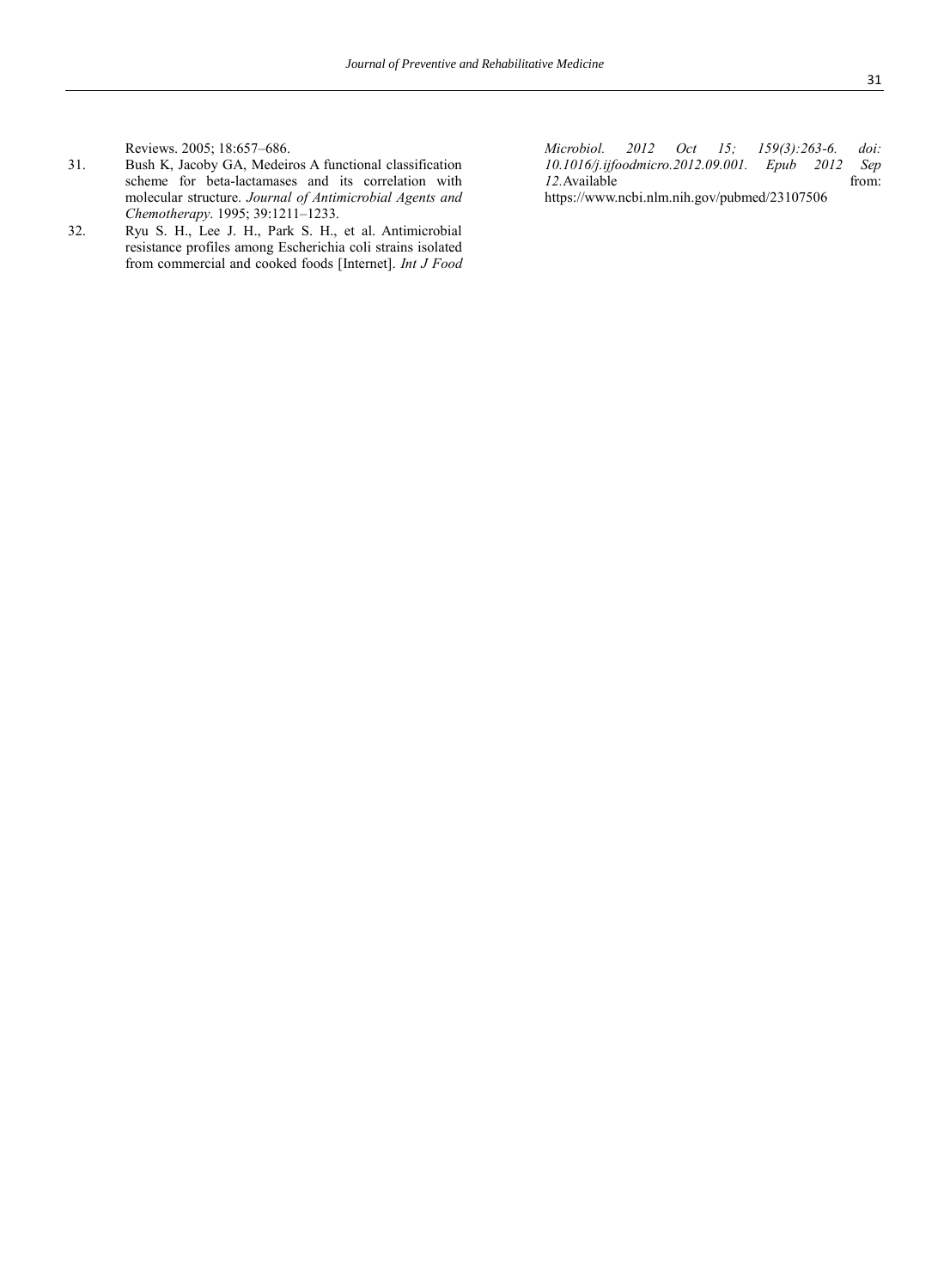Reviews. 2005; 18:657–686.

31. Bush K, Jacoby GA, Medeiros A functional classification scheme for beta-lactamases and its correlation with molecular structure. *Journal of Antimicrobial Agents and Chemotherapy*. 1995; 39:1211–1233.

32. Ryu S. H., Lee J. H., Park S. H., et al. Antimicrobial resistance profiles among Escherichia coli strains isolated from commercial and cooked foods [Internet]. *Int J Food Microbiol. 2012 Oct 15; 159(3):263-6. doi: 10.1016/j.ijfoodmicro.2012.09.001. Epub 2012 Sep 12.*Available from: https://www.ncbi.nlm.nih.gov/pubmed/23107506